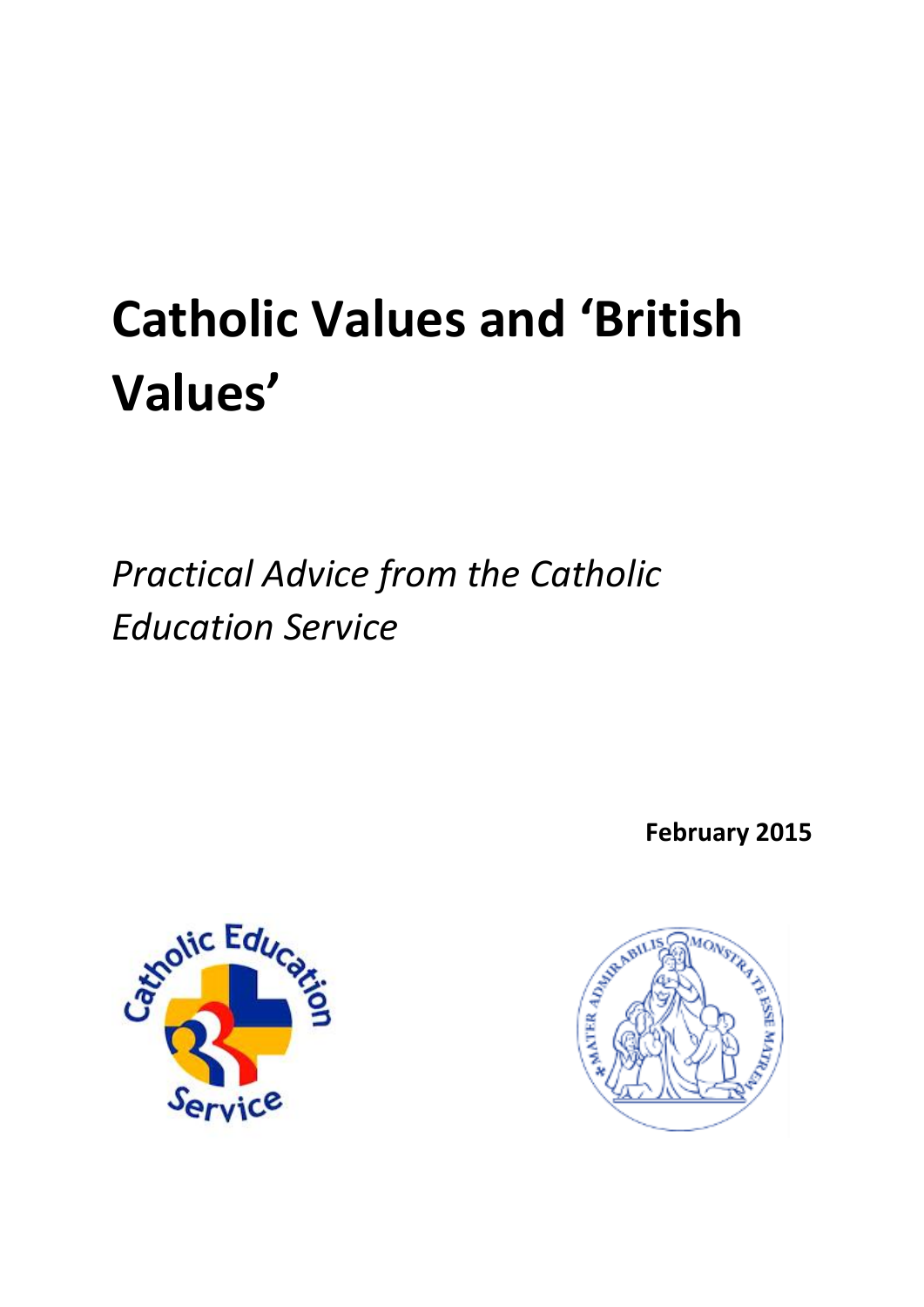# Catholic Values and 'British Values'

*Practical Advice from the Catholic Education Service*

**February 2015**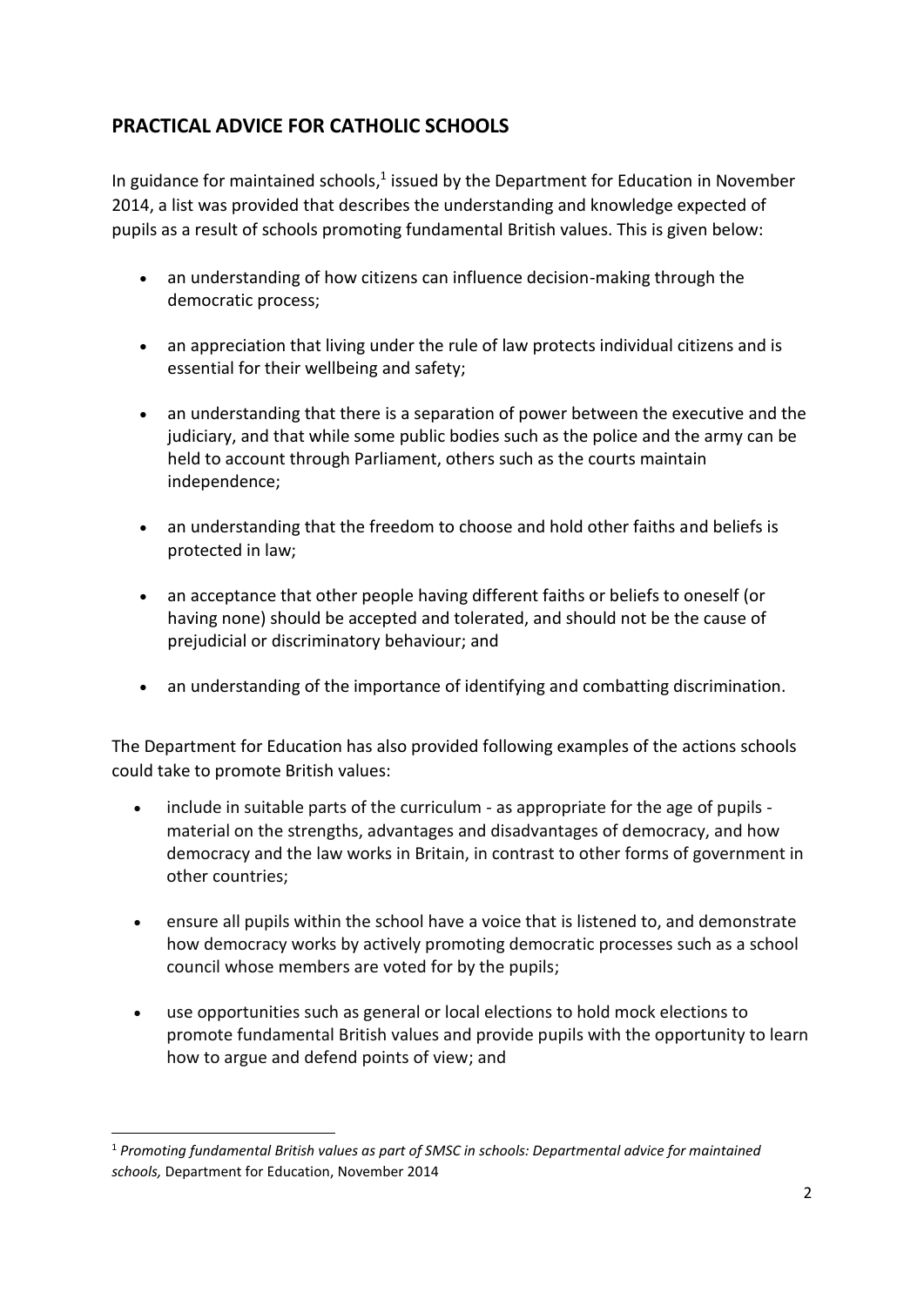## PRACTICAL ADVICE FOR CATHOLIC SCHOOLS

In guidance for maintained schools,[1] issued by the Department for Education in November 2014, a list was provided that describes the understanding and knowledge expected of pupils as a result of schools promoting fundamental British values. This is given below:

- an understanding of how citizens can influence decision-making through the democratic process;
- an appreciation that living under the rule of law protects individual citizens and is essential for their wellbeing and safety;
- an understanding that there is a separation of power between the executive and the judiciary, and that while some public bodies such as the police and the army can be held to account through Parliament, others such as the courts maintain independence;
- an understanding that the freedom to choose and hold other faiths and beliefs is protected in law;
- an acceptance that other people having different faiths or beliefs to oneself (or having none) should be accepted and tolerated, and should not be the cause of prejudicial or discriminatory behaviour; and
- an understanding of the importance of identifying and combatting discrimination.

The Department for Education has also provided following examples of the actions schools could take to promote British values:

- include in suitable parts of the curriculum - as appropriate for the age of pupils - material on the strengths, advantages and disadvantages of democracy, and how democracy and the law works in Britain, in contrast to other forms of government in other countries;
- ensure all pupils within the school have a voice that is listened to, and demonstrate how democracy works by actively promoting democratic processes such as a school council whose members are voted for by the pupils;
- use opportunities such as general or local elections to hold mock elections to promote fundamental British values and provide pupils with the opportunity to learn how to argue and defend points of view; and

[1] *Promoting fundamental British values as part of SMSC in schools: Departmental advice for maintained schools,* Department for Education, November 2014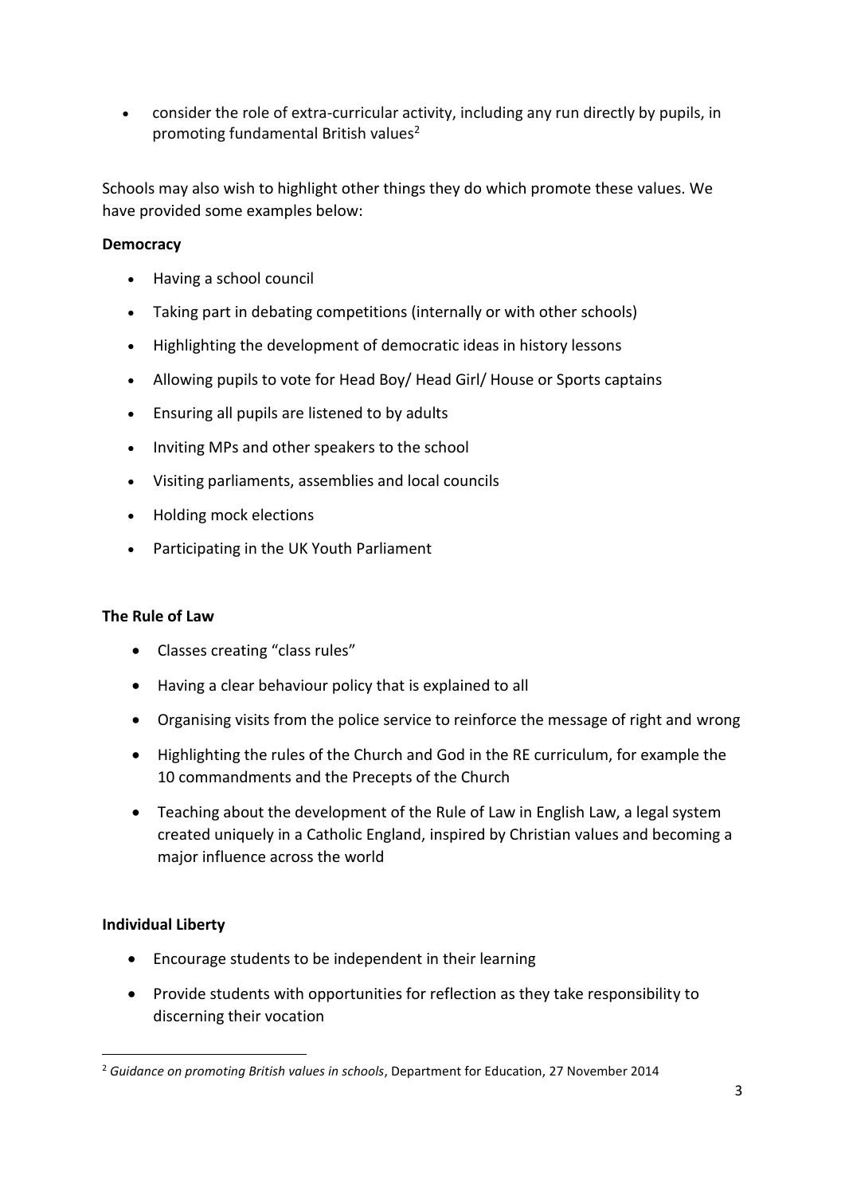- consider the role of extra-curricular activity, including any run directly by pupils, in promoting fundamental British values[2]

Schools may also wish to highlight other things they do which promote these values. We have provided some examples below:

**Democracy**

- Having a school council
- Taking part in debating competitions (internally or with other schools)
- Highlighting the development of democratic ideas in history lessons
- Allowing pupils to vote for Head Boy/ Head Girl/ House or Sports captains
- Ensuring all pupils are listened to by adults
- Inviting MPs and other speakers to the school
- Visiting parliaments, assemblies and local councils
- Holding mock elections
- Participating in the UK Youth Parliament

**The Rule of Law**

- Classes creating "class rules"
- Having a clear behaviour policy that is explained to all
- Organising visits from the police service to reinforce the message of right and wrong
- Highlighting the rules of the Church and God in the RE curriculum, for example the 10 commandments and the Precepts of the Church
- Teaching about the development of the Rule of Law in English Law, a legal system created uniquely in a Catholic England, inspired by Christian values and becoming a major influence across the world

**Individual Liberty**

- Encourage students to be independent in their learning
- Provide students with opportunities for reflection as they take responsibility to discerning their vocation

[2] *Guidance on promoting British values in schools*, Department for Education, 27 November 2014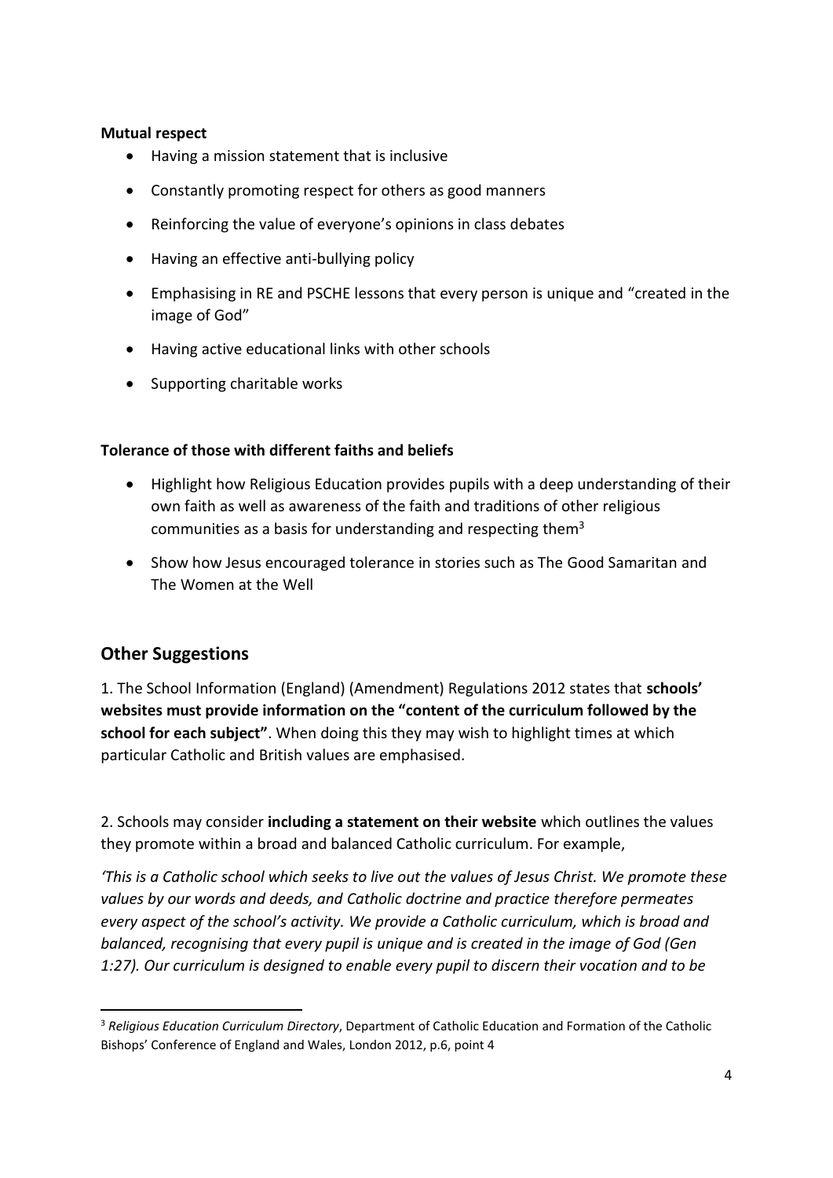**Mutual respect**

- Having a mission statement that is inclusive
- Constantly promoting respect for others as good manners
- Reinforcing the value of everyone's opinions in class debates
- Having an effective anti-bullying policy
- Emphasising in RE and PSCHE lessons that every person is unique and "created in the image of God"
- Having active educational links with other schools
- Supporting charitable works

**Tolerance of those with different faiths and beliefs**

- Highlight how Religious Education provides pupils with a deep understanding of their own faith as well as awareness of the faith and traditions of other religious communities as a basis for understanding and respecting them[3]
- Show how Jesus encouraged tolerance in stories such as The Good Samaritan and The Women at the Well

## Other Suggestions

1. The School Information (England) (Amendment) Regulations 2012 states that **schools' websites must provide information on the "content of the curriculum followed by the school for each subject"**. When doing this they may wish to highlight times at which particular Catholic and British values are emphasised.

2. Schools may consider **including a statement on their website** which outlines the values they promote within a broad and balanced Catholic curriculum. For example,

*'This is a Catholic school which seeks to live out the values of Jesus Christ. We promote these values by our words and deeds, and Catholic doctrine and practice therefore permeates every aspect of the school's activity. We provide a Catholic curriculum, which is broad and balanced, recognising that every pupil is unique and is created in the image of God (Gen 1:27). Our curriculum is designed to enable every pupil to discern their vocation and to be*

[3] *Religious Education Curriculum Directory*, Department of Catholic Education and Formation of the Catholic Bishops' Conference of England and Wales, London 2012, p.6, point 4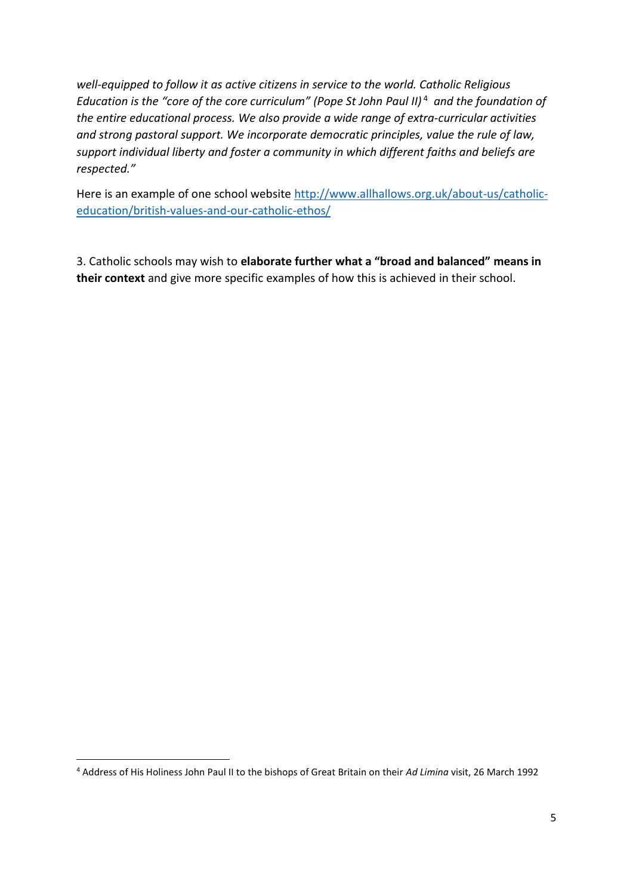*well-equipped to follow it as active citizens in service to the world. Catholic Religious Education is the "core of the core curriculum" (Pope St John Paul II)*[4] *and the foundation of the entire educational process. We also provide a wide range of extra-curricular activities and strong pastoral support. We incorporate democratic principles, value the rule of law, support individual liberty and foster a community in which different faiths and beliefs are respected."*

Here is an example of one school website [http://www.allhallows.org.uk/about-us/catholic-education/british-values-and-our-catholic-ethos/](http://www.allhallows.org.uk/about-us/catholic-education/british-values-and-our-catholic-ethos/)

3. Catholic schools may wish to **elaborate further what a "broad and balanced" means in their context** and give more specific examples of how this is achieved in their school.

[4] Address of His Holiness John Paul II to the bishops of Great Britain on their *Ad Limina* visit, 26 March 1992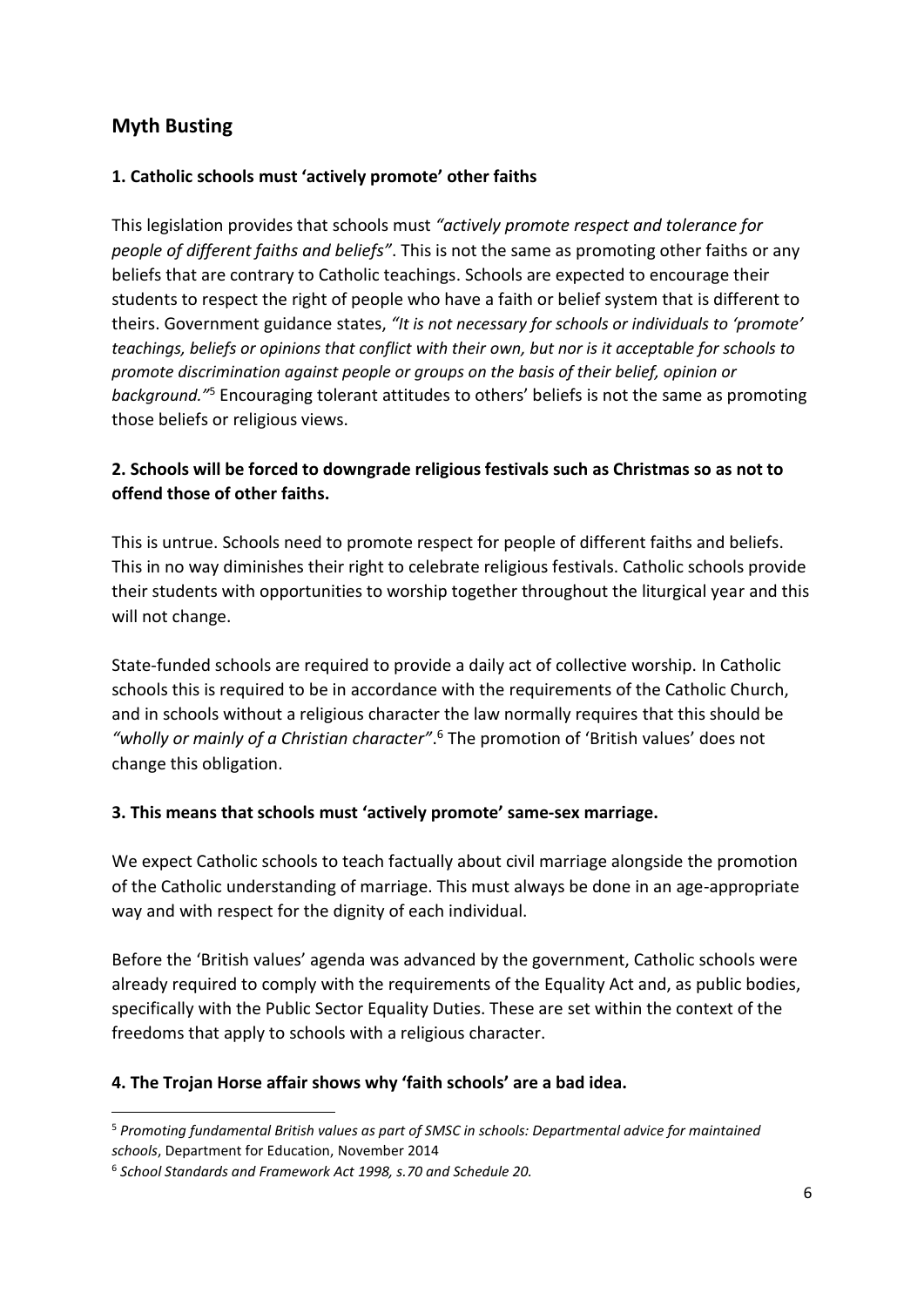## Myth Busting

**1. Catholic schools must 'actively promote' other faiths**

This legislation provides that schools must *"actively promote respect and tolerance for people of different faiths and beliefs"*. This is not the same as promoting other faiths or any beliefs that are contrary to Catholic teachings. Schools are expected to encourage their students to respect the right of people who have a faith or belief system that is different to theirs. Government guidance states, *"It is not necessary for schools or individuals to 'promote' teachings, beliefs or opinions that conflict with their own, but nor is it acceptable for schools to promote discrimination against people or groups on the basis of their belief, opinion or background."*[5] Encouraging tolerant attitudes to others' beliefs is not the same as promoting those beliefs or religious views.

**2. Schools will be forced to downgrade religious festivals such as Christmas so as not to offend those of other faiths.**

This is untrue. Schools need to promote respect for people of different faiths and beliefs. This in no way diminishes their right to celebrate religious festivals. Catholic schools provide their students with opportunities to worship together throughout the liturgical year and this will not change.

State-funded schools are required to provide a daily act of collective worship. In Catholic schools this is required to be in accordance with the requirements of the Catholic Church, and in schools without a religious character the law normally requires that this should be *"wholly or mainly of a Christian character"*.[6] The promotion of 'British values' does not change this obligation.

**3. This means that schools must 'actively promote' same-sex marriage.**

We expect Catholic schools to teach factually about civil marriage alongside the promotion of the Catholic understanding of marriage. This must always be done in an age-appropriate way and with respect for the dignity of each individual.

Before the 'British values' agenda was advanced by the government, Catholic schools were already required to comply with the requirements of the Equality Act and, as public bodies, specifically with the Public Sector Equality Duties. These are set within the context of the freedoms that apply to schools with a religious character.

**4. The Trojan Horse affair shows why 'faith schools' are a bad idea.**

---

[5] *Promoting fundamental British values as part of SMSC in schools: Departmental advice for maintained schools*, Department for Education, November 2014

[6] *School Standards and Framework Act 1998, s.70 and Schedule 20.*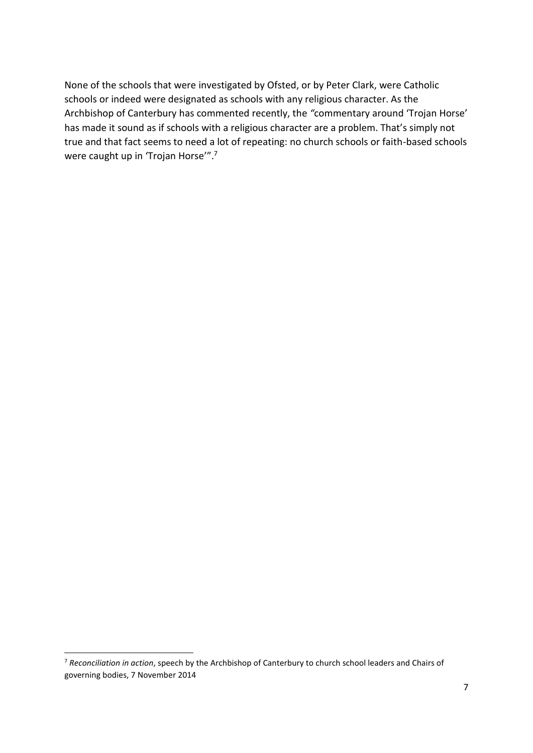None of the schools that were investigated by Ofsted, or by Peter Clark, were Catholic schools or indeed were designated as schools with any religious character. As the Archbishop of Canterbury has commented recently, the *"*commentary around 'Trojan Horse' has made it sound as if schools with a religious character are a problem. That's simply not true and that fact seems to need a lot of repeating: no church schools or faith-based schools were caught up in 'Trojan Horse'".[7]

---

[7] *Reconciliation in action*, speech by the Archbishop of Canterbury to church school leaders and Chairs of governing bodies, 7 November 2014